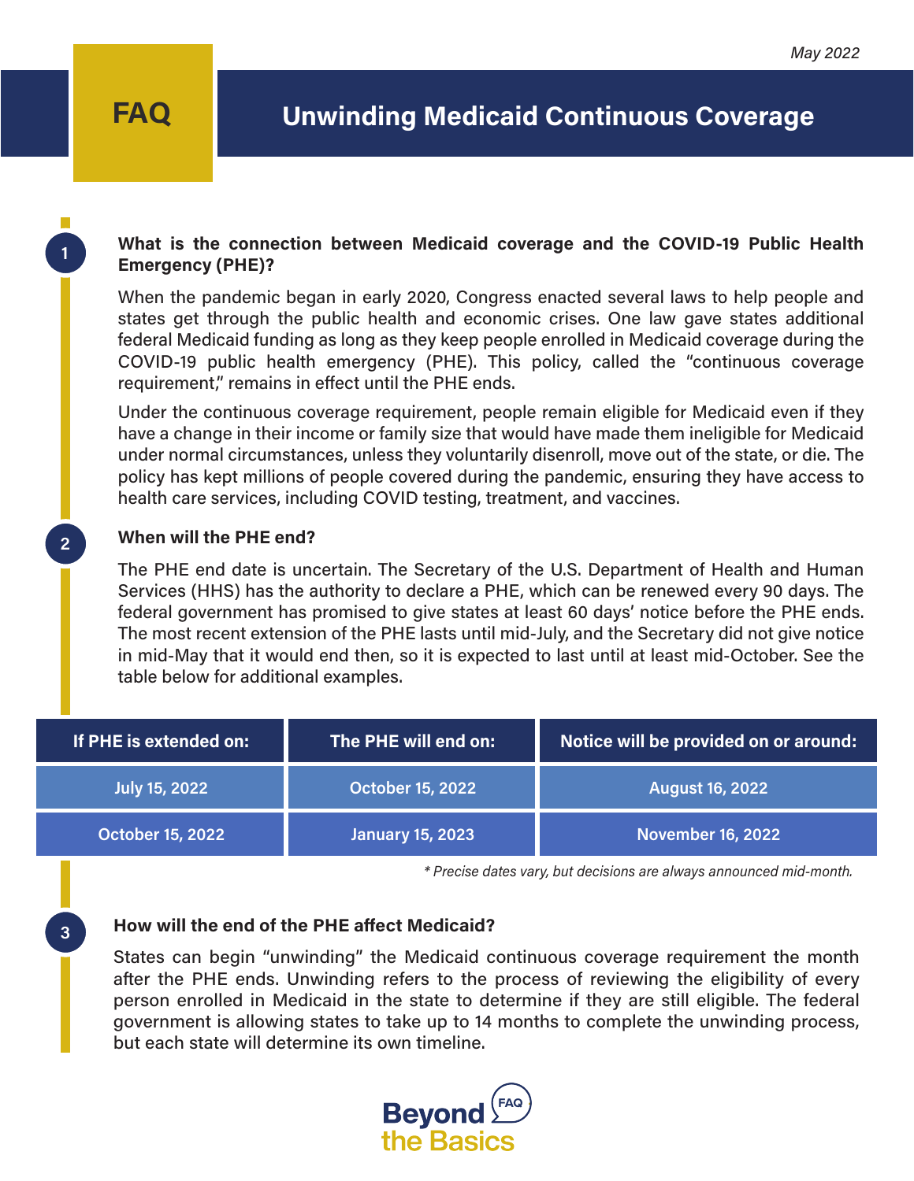May 2022

# FAQ

# Unwinding Medicaid Continuous Coverage

## 1 What is the connection between Medicaid coverage and the COVID-19 Public Health Emergency (PHE)?

When the pandemic began in early 2020, Congress enacted several laws to help people and states get through the public health and economic crises. One law gave states additional federal Medicaid funding as long as they keep people enrolled in Medicaid coverage during the COVID-19 public health emergency (PHE). This policy, called the "continuous coverage requirement," remains in effect until the PHE ends.

Under the continuous coverage requirement, people remain eligible for Medicaid even if they have a change in their income or family size that would have made them ineligible for Medicaid under normal circumstances, unless they voluntarily disenroll, move out of the state, or die. The policy has kept millions of people covered during the pandemic, ensuring they have access to health care services, including COVID testing, treatment, and vaccines.

## 2 When will the PHE end?

The PHE end date is uncertain. The Secretary of the U.S. Department of Health and Human Services (HHS) has the authority to declare a PHE, which can be renewed every 90 days. The federal government has promised to give states at least 60 days' notice before the PHE ends. The most recent extension of the PHE lasts until mid-July, and the Secretary did not give notice in mid-May that it would end then, so it is expected to last until at least mid-October. See the table below for additional examples.

| If PHE is extended on: | The PHE will end on: | Notice will be provided on or around: |
|---|---|---|
| July 15, 2022 | October 15, 2022 | August 16, 2022 |
| October 15, 2022 | January 15, 2023 | November 16, 2022 |

*\* Precise dates vary, but decisions are always announced mid-month.*

## 3 How will the end of the PHE affect Medicaid?

States can begin "unwinding" the Medicaid continuous coverage requirement the month after the PHE ends. Unwinding refers to the process of reviewing the eligibility of every person enrolled in Medicaid in the state to determine if they are still eligible. The federal government is allowing states to take up to 14 months to complete the unwinding process, but each state will determine its own timeline.

Beyond the Basics FAQ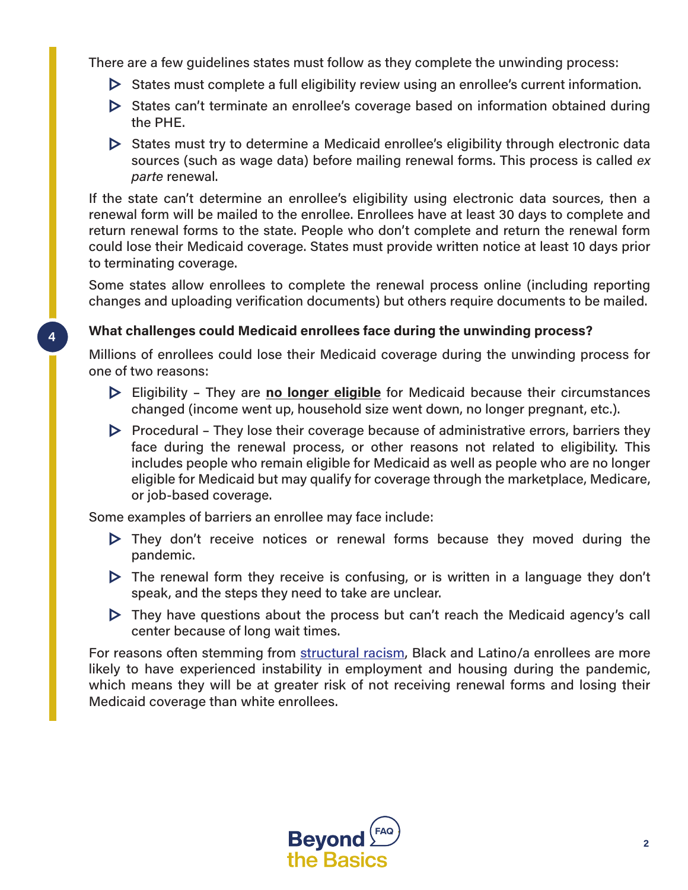There are a few guidelines states must follow as they complete the unwinding process:

- States must complete a full eligibility review using an enrollee's current information.
- States can't terminate an enrollee's coverage based on information obtained during the PHE.
- States must try to determine a Medicaid enrollee's eligibility through electronic data sources (such as wage data) before mailing renewal forms. This process is called *ex parte* renewal.

If the state can't determine an enrollee's eligibility using electronic data sources, then a renewal form will be mailed to the enrollee. Enrollees have at least 30 days to complete and return renewal forms to the state. People who don't complete and return the renewal form could lose their Medicaid coverage. States must provide written notice at least 10 days prior to terminating coverage.

Some states allow enrollees to complete the renewal process online (including reporting changes and uploading verification documents) but others require documents to be mailed.

### 4 What challenges could Medicaid enrollees face during the unwinding process?

Millions of enrollees could lose their Medicaid coverage during the unwinding process for one of two reasons:

- Eligibility – They are **no longer eligible** for Medicaid because their circumstances changed (income went up, household size went down, no longer pregnant, etc.).
- Procedural – They lose their coverage because of administrative errors, barriers they face during the renewal process, or other reasons not related to eligibility. This includes people who remain eligible for Medicaid as well as people who are no longer eligible for Medicaid but may qualify for coverage through the marketplace, Medicare, or job-based coverage.

Some examples of barriers an enrollee may face include:

- They don't receive notices or renewal forms because they moved during the pandemic.
- The renewal form they receive is confusing, or is written in a language they don't speak, and the steps they need to take are unclear.
- They have questions about the process but can't reach the Medicaid agency's call center because of long wait times.

For reasons often stemming from structural racism, Black and Latino/a enrollees are more likely to have experienced instability in employment and housing during the pandemic, which means they will be at greater risk of not receiving renewal forms and losing their Medicaid coverage than white enrollees.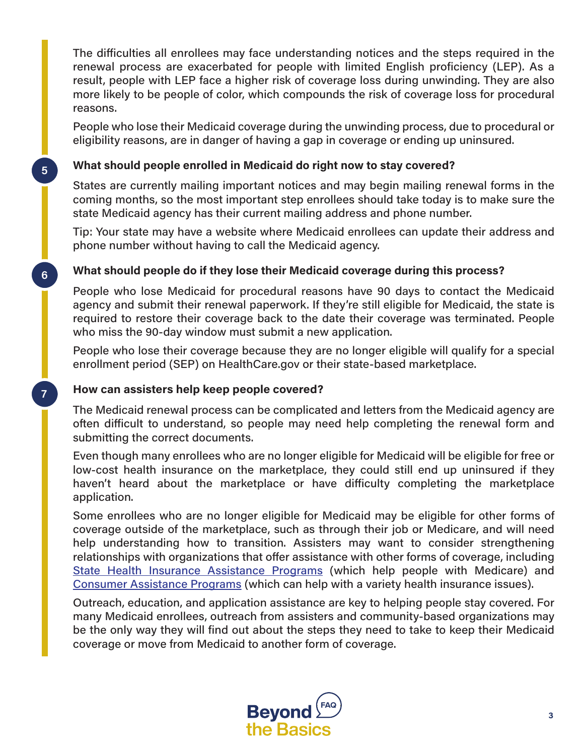The difficulties all enrollees may face understanding notices and the steps required in the renewal process are exacerbated for people with limited English proficiency (LEP). As a result, people with LEP face a higher risk of coverage loss during unwinding. They are also more likely to be people of color, which compounds the risk of coverage loss for procedural reasons.

People who lose their Medicaid coverage during the unwinding process, due to procedural or eligibility reasons, are in danger of having a gap in coverage or ending up uninsured.

### 5 What should people enrolled in Medicaid do right now to stay covered?

States are currently mailing important notices and may begin mailing renewal forms in the coming months, so the most important step enrollees should take today is to make sure the state Medicaid agency has their current mailing address and phone number.

Tip: Your state may have a website where Medicaid enrollees can update their address and phone number without having to call the Medicaid agency.

### 6 What should people do if they lose their Medicaid coverage during this process?

People who lose Medicaid for procedural reasons have 90 days to contact the Medicaid agency and submit their renewal paperwork. If they're still eligible for Medicaid, the state is required to restore their coverage back to the date their coverage was terminated. People who miss the 90-day window must submit a new application.

People who lose their coverage because they are no longer eligible will qualify for a special enrollment period (SEP) on HealthCare.gov or their state-based marketplace.

### 7 How can assisters help keep people covered?

The Medicaid renewal process can be complicated and letters from the Medicaid agency are often difficult to understand, so people may need help completing the renewal form and submitting the correct documents.

Even though many enrollees who are no longer eligible for Medicaid will be eligible for free or low-cost health insurance on the marketplace, they could still end up uninsured if they haven't heard about the marketplace or have difficulty completing the marketplace application.

Some enrollees who are no longer eligible for Medicaid may be eligible for other forms of coverage outside of the marketplace, such as through their job or Medicare, and will need help understanding how to transition. Assisters may want to consider strengthening relationships with organizations that offer assistance with other forms of coverage, including State Health Insurance Assistance Programs (which help people with Medicare) and Consumer Assistance Programs (which can help with a variety health insurance issues).

Outreach, education, and application assistance are key to helping people stay covered. For many Medicaid enrollees, outreach from assisters and community-based organizations may be the only way they will find out about the steps they need to take to keep their Medicaid coverage or move from Medicaid to another form of coverage.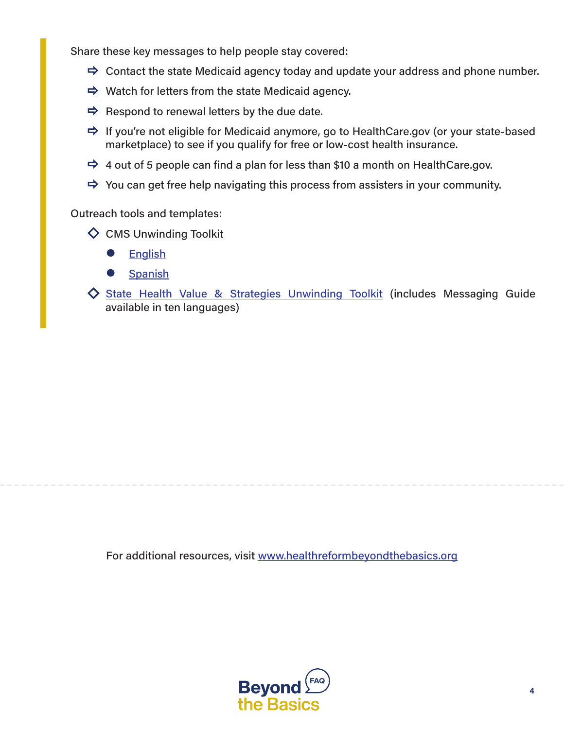Share these key messages to help people stay covered:

- ⇨ Contact the state Medicaid agency today and update your address and phone number.
- ⇨ Watch for letters from the state Medicaid agency.
- ⇨ Respond to renewal letters by the due date.
- ⇨ If you're not eligible for Medicaid anymore, go to HealthCare.gov (or your state-based marketplace) to see if you qualify for free or low-cost health insurance.
- ⇨ 4 out of 5 people can find a plan for less than $10 a month on HealthCare.gov.
- ⇨ You can get free help navigating this process from assisters in your community.

Outreach tools and templates:

- ◇ CMS Unwinding Toolkit
  - English
  - Spanish
- ◇ State Health Value & Strategies Unwinding Toolkit (includes Messaging Guide available in ten languages)

For additional resources, visit www.healthreformbeyondthebasics.org

Beyond the Basics FAQ